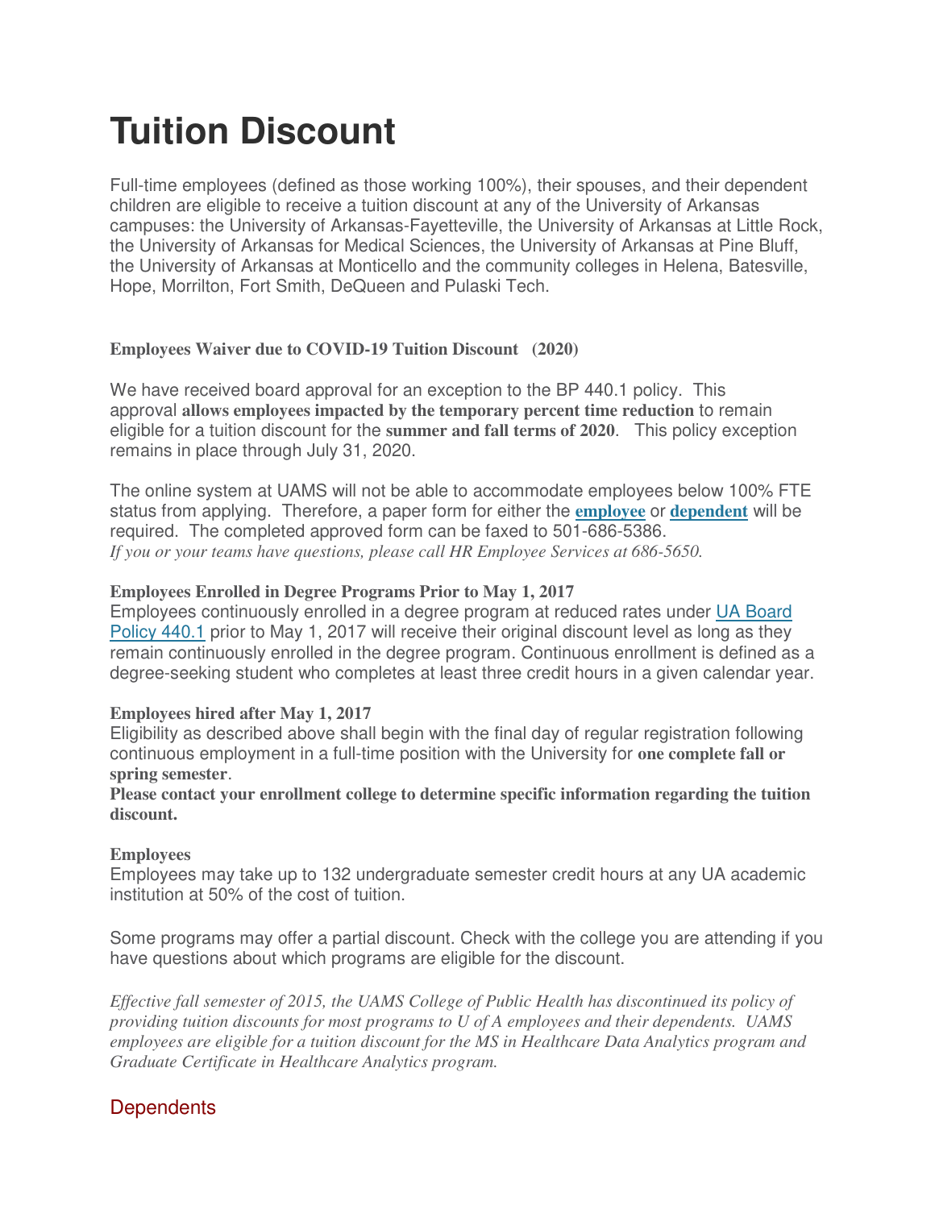# Tuition Discount

Full-time employees (defined as those working 100%), their spouses, and their dependent children are eligible to receive a tuition discount at any of the University of Arkansas campuses: the University of Arkansas-Fayetteville, the University of Arkansas at Little Rock, the University of Arkansas for Medical Sciences, the University of Arkansas at Pine Bluff, the University of Arkansas at Monticello and the community colleges in Helena, Batesville, Hope, Morrilton, Fort Smith, DeQueen and Pulaski Tech.

**Employees Waiver due to COVID-19 Tuition Discount (2020)**

We have received board approval for an exception to the BP 440.1 policy. This approval **allows employees impacted by the temporary percent time reduction** to remain eligible for a tuition discount for the **summer and fall terms of 2020**. This policy exception remains in place through July 31, 2020.

The online system at UAMS will not be able to accommodate employees below 100% FTE status from applying. Therefore, a paper form for either the **employee** or **dependent** will be required. The completed approved form can be faxed to 501-686-5386.
*If you or your teams have questions, please call HR Employee Services at 686-5650.*

**Employees Enrolled in Degree Programs Prior to May 1, 2017**
Employees continuously enrolled in a degree program at reduced rates under UA Board Policy 440.1 prior to May 1, 2017 will receive their original discount level as long as they remain continuously enrolled in the degree program. Continuous enrollment is defined as a degree-seeking student who completes at least three credit hours in a given calendar year.

**Employees hired after May 1, 2017**
Eligibility as described above shall begin with the final day of regular registration following continuous employment in a full-time position with the University for **one complete fall or spring semester**.
**Please contact your enrollment college to determine specific information regarding the tuition discount.**

**Employees**
Employees may take up to 132 undergraduate semester credit hours at any UA academic institution at 50% of the cost of tuition.

Some programs may offer a partial discount. Check with the college you are attending if you have questions about which programs are eligible for the discount.

*Effective fall semester of 2015, the UAMS College of Public Health has discontinued its policy of providing tuition discounts for most programs to U of A employees and their dependents. UAMS employees are eligible for a tuition discount for the MS in Healthcare Data Analytics program and Graduate Certificate in Healthcare Analytics program.*

## Dependents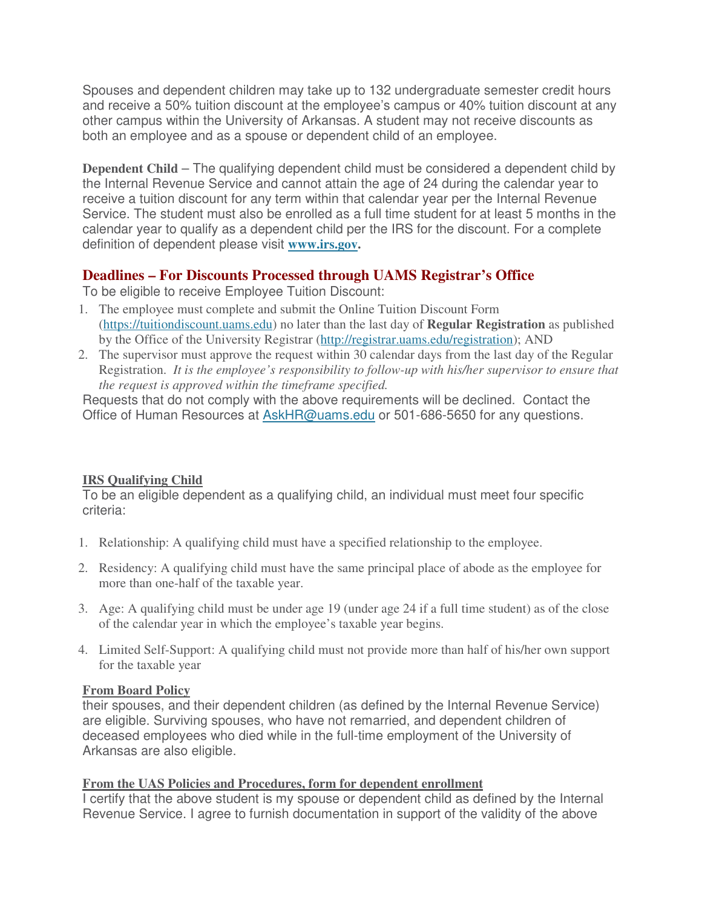Spouses and dependent children may take up to 132 undergraduate semester credit hours and receive a 50% tuition discount at the employee's campus or 40% tuition discount at any other campus within the University of Arkansas. A student may not receive discounts as both an employee and as a spouse or dependent child of an employee.

**Dependent Child** – The qualifying dependent child must be considered a dependent child by the Internal Revenue Service and cannot attain the age of 24 during the calendar year to receive a tuition discount for any term within that calendar year per the Internal Revenue Service. The student must also be enrolled as a full time student for at least 5 months in the calendar year to qualify as a dependent child per the IRS for the discount. For a complete definition of dependent please visit **www.irs.gov.**

## Deadlines – For Discounts Processed through UAMS Registrar's Office

To be eligible to receive Employee Tuition Discount:

1. The employee must complete and submit the Online Tuition Discount Form (https://tuitiondiscount.uams.edu) no later than the last day of **Regular Registration** as published by the Office of the University Registrar (http://registrar.uams.edu/registration); AND
2. The supervisor must approve the request within 30 calendar days from the last day of the Regular Registration. *It is the employee's responsibility to follow-up with his/her supervisor to ensure that the request is approved within the timeframe specified.*

Requests that do not comply with the above requirements will be declined. Contact the Office of Human Resources at AskHR@uams.edu or 501-686-5650 for any questions.

**IRS Qualifying Child**

To be an eligible dependent as a qualifying child, an individual must meet four specific criteria:

1. Relationship: A qualifying child must have a specified relationship to the employee.
2. Residency: A qualifying child must have the same principal place of abode as the employee for more than one-half of the taxable year.
3. Age: A qualifying child must be under age 19 (under age 24 if a full time student) as of the close of the calendar year in which the employee's taxable year begins.
4. Limited Self-Support: A qualifying child must not provide more than half of his/her own support for the taxable year

**From Board Policy**

their spouses, and their dependent children (as defined by the Internal Revenue Service) are eligible. Surviving spouses, who have not remarried, and dependent children of deceased employees who died while in the full-time employment of the University of Arkansas are also eligible.

**From the UAS Policies and Procedures, form for dependent enrollment**

I certify that the above student is my spouse or dependent child as defined by the Internal Revenue Service. I agree to furnish documentation in support of the validity of the above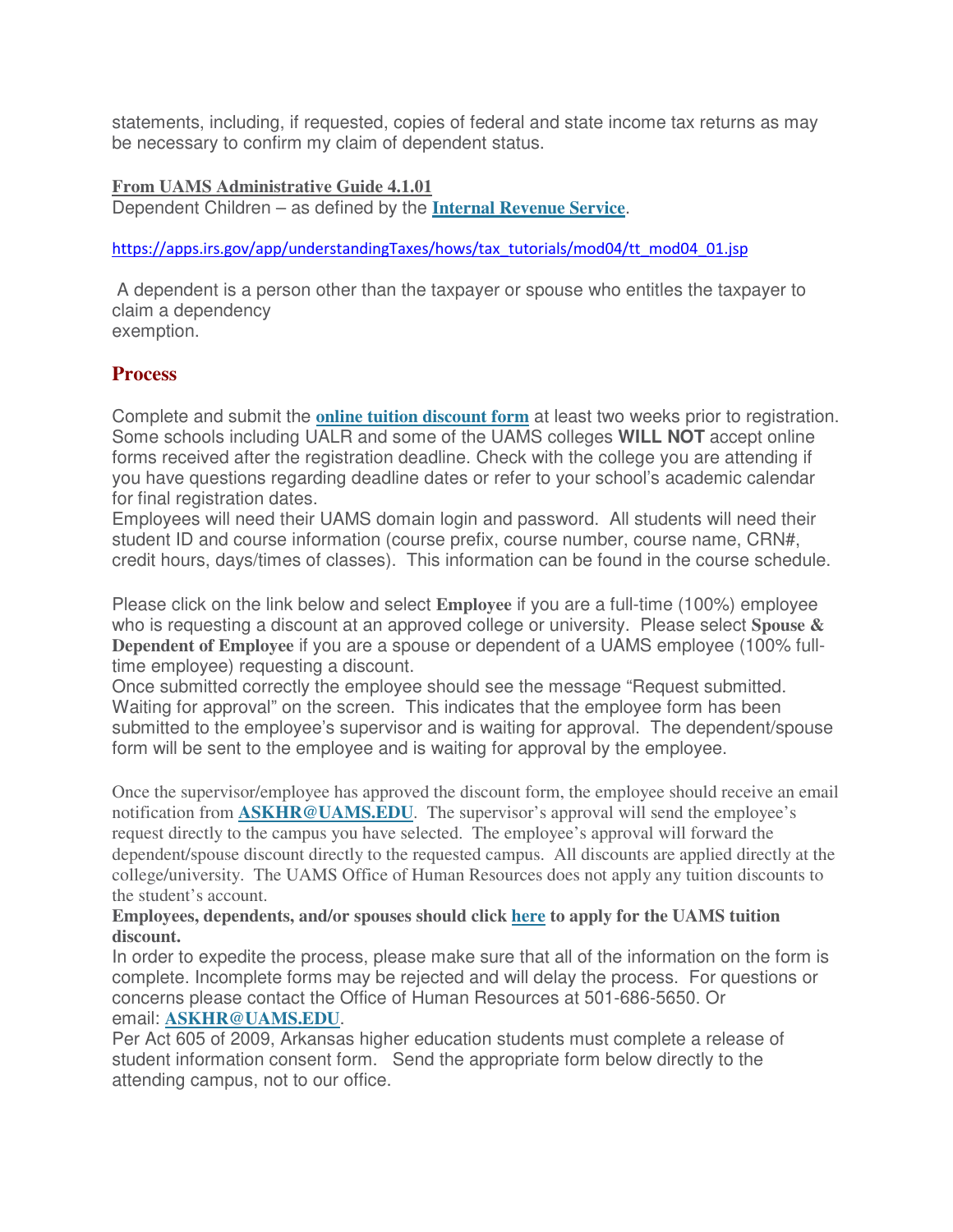statements, including, if requested, copies of federal and state income tax returns as may be necessary to confirm my claim of dependent status.

**From UAMS Administrative Guide 4.1.01**
Dependent Children – as defined by the **Internal Revenue Service**.

https://apps.irs.gov/app/understandingTaxes/hows/tax_tutorials/mod04/tt_mod04_01.jsp

A dependent is a person other than the taxpayer or spouse who entitles the taxpayer to claim a dependency
exemption.

## Process

Complete and submit the **online tuition discount form** at least two weeks prior to registration. Some schools including UALR and some of the UAMS colleges **WILL NOT** accept online forms received after the registration deadline. Check with the college you are attending if you have questions regarding deadline dates or refer to your school's academic calendar for final registration dates.
Employees will need their UAMS domain login and password. All students will need their student ID and course information (course prefix, course number, course name, CRN#, credit hours, days/times of classes). This information can be found in the course schedule.

Please click on the link below and select **Employee** if you are a full-time (100%) employee who is requesting a discount at an approved college or university. Please select **Spouse & Dependent of Employee** if you are a spouse or dependent of a UAMS employee (100% full-time employee) requesting a discount.
Once submitted correctly the employee should see the message "Request submitted. Waiting for approval" on the screen. This indicates that the employee form has been submitted to the employee's supervisor and is waiting for approval. The dependent/spouse form will be sent to the employee and is waiting for approval by the employee.

Once the supervisor/employee has approved the discount form, the employee should receive an email notification from **ASKHR@UAMS.EDU**. The supervisor's approval will send the employee's request directly to the campus you have selected. The employee's approval will forward the dependent/spouse discount directly to the requested campus. All discounts are applied directly at the college/university. The UAMS Office of Human Resources does not apply any tuition discounts to the student's account.
**Employees, dependents, and/or spouses should click here to apply for the UAMS tuition discount.**
In order to expedite the process, please make sure that all of the information on the form is complete. Incomplete forms may be rejected and will delay the process. For questions or concerns please contact the Office of Human Resources at 501-686-5650. Or email: **ASKHR@UAMS.EDU**.
Per Act 605 of 2009, Arkansas higher education students must complete a release of student information consent form. Send the appropriate form below directly to the attending campus, not to our office.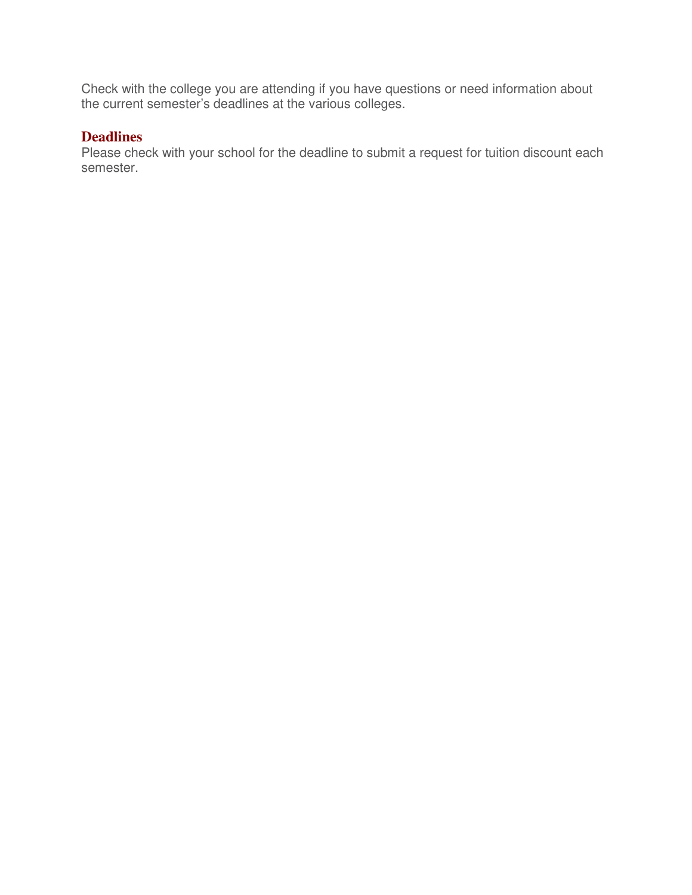Check with the college you are attending if you have questions or need information about the current semester's deadlines at the various colleges.

### Deadlines

Please check with your school for the deadline to submit a request for tuition discount each semester.